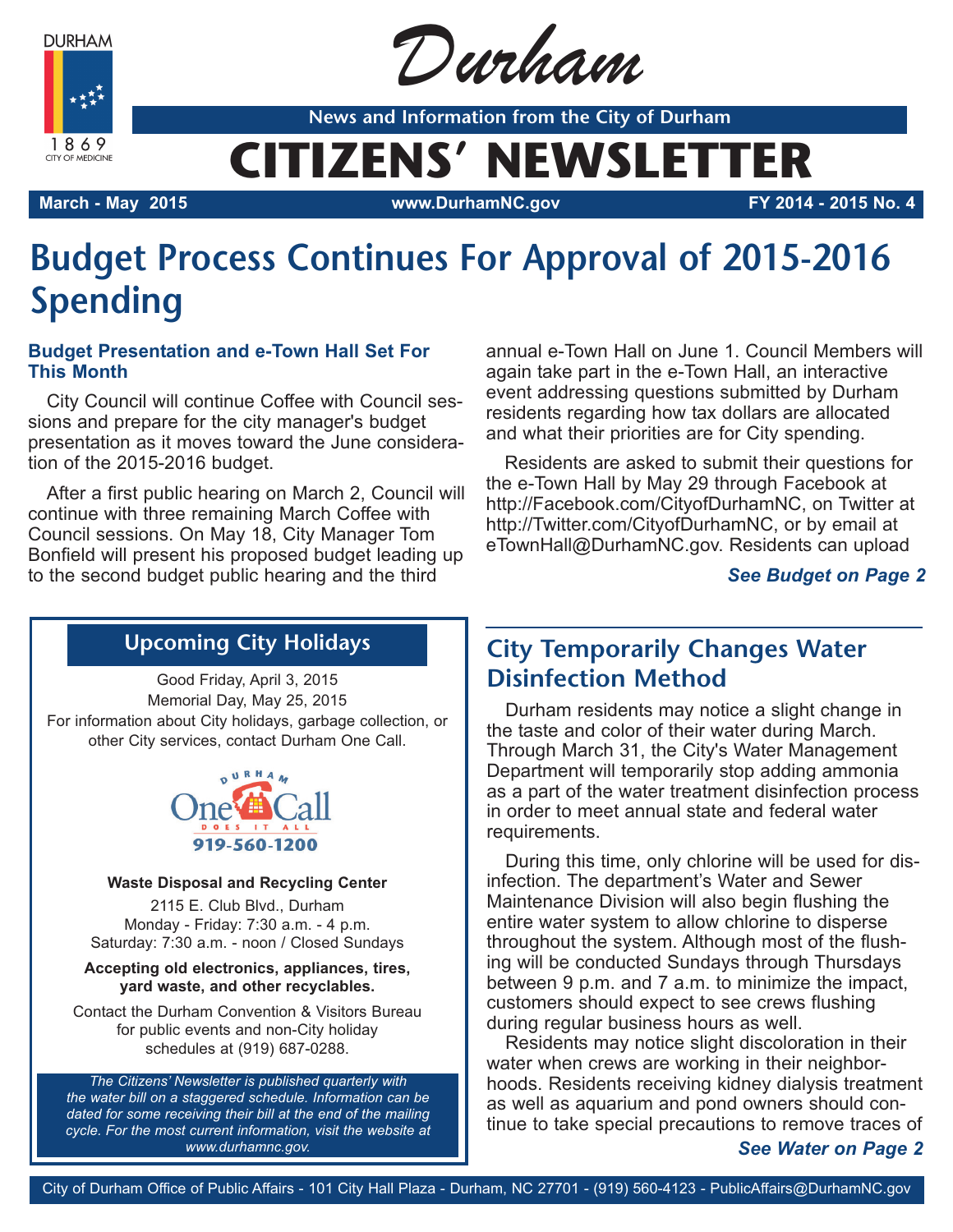DURHAM

1869

CITY OF MEDICINE

# Durham

**News and Information from the City of Durham**

# CITIZENS' NEWSLETTER

**March - May 2015** | **www.DurhamNC.gov** | **FY 2014 - 2015 No. 4**

# Budget Process Continues For Approval of 2015-2016 Spending

### Budget Presentation and e-Town Hall Set For This Month

City Council will continue Coffee with Council sessions and prepare for the city manager's budget presentation as it moves toward the June consideration of the 2015-2016 budget.

After a first public hearing on March 2, Council will continue with three remaining March Coffee with Council sessions. On May 18, City Manager Tom Bonfield will present his proposed budget leading up to the second budget public hearing and the third annual e-Town Hall on June 1. Council Members will again take part in the e-Town Hall, an interactive event addressing questions submitted by Durham residents regarding how tax dollars are allocated and what their priorities are for City spending.

Residents are asked to submit their questions for the e-Town Hall by May 29 through Facebook at http://Facebook.com/CityofDurhamNC, on Twitter at http://Twitter.com/CityofDurhamNC, or by email at eTownHall@DurhamNC.gov. Residents can upload

***See Budget on Page 2***

## Upcoming City Holidays

Good Friday, April 3, 2015

Memorial Day, May 25, 2015

For information about City holidays, garbage collection, or other City services, contact Durham One Call.

DURHAM One Call DOES IT ALL 919-560-1200

**Waste Disposal and Recycling Center**

2115 E. Club Blvd., Durham

Monday - Friday: 7:30 a.m. - 4 p.m.

Saturday: 7:30 a.m. - noon / Closed Sundays

**Accepting old electronics, appliances, tires, yard waste, and other recyclables.**

Contact the Durham Convention & Visitors Bureau for public events and non-City holiday schedules at (919) 687-0288.

*The Citizens' Newsletter is published quarterly with the water bill on a staggered schedule. Information can be dated for some receiving their bill at the end of the mailing cycle. For the most current information, visit the website at www.durhamnc.gov.*

## City Temporarily Changes Water Disinfection Method

Durham residents may notice a slight change in the taste and color of their water during March. Through March 31, the City's Water Management Department will temporarily stop adding ammonia as a part of the water treatment disinfection process in order to meet annual state and federal water requirements.

During this time, only chlorine will be used for disinfection. The department's Water and Sewer Maintenance Division will also begin flushing the entire water system to allow chlorine to disperse throughout the system. Although most of the flushing will be conducted Sundays through Thursdays between 9 p.m. and 7 a.m. to minimize the impact, customers should expect to see crews flushing during regular business hours as well.

Residents may notice slight discoloration in their water when crews are working in their neighborhoods. Residents receiving kidney dialysis treatment as well as aquarium and pond owners should continue to take special precautions to remove traces of

***See Water on Page 2***

City of Durham Office of Public Affairs - 101 City Hall Plaza - Durham, NC 27701 - (919) 560-4123 - PublicAffairs@DurhamNC.gov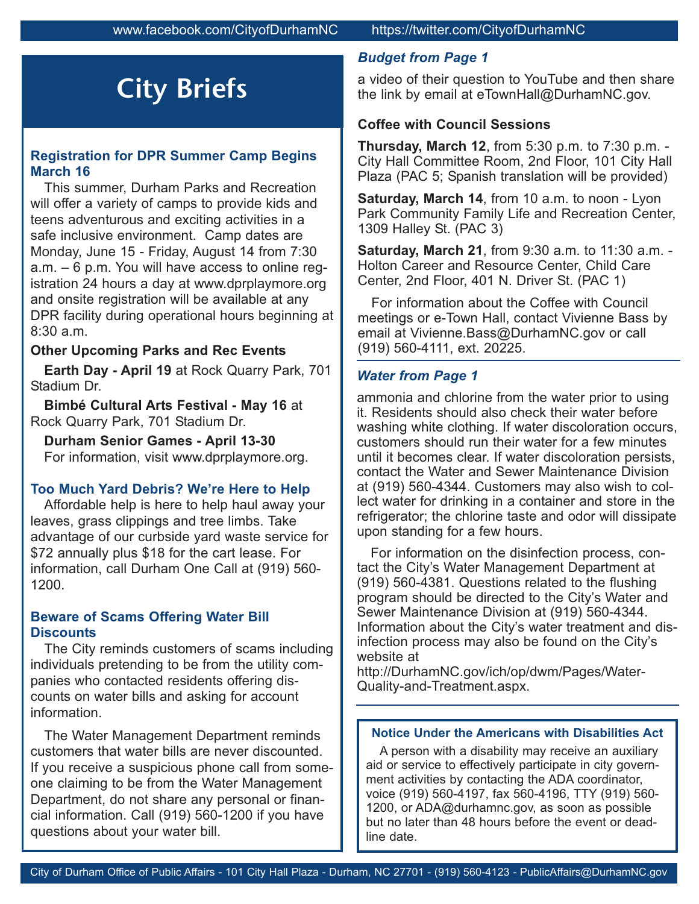# City Briefs

### Registration for DPR Summer Camp Begins March 16

This summer, Durham Parks and Recreation will offer a variety of camps to provide kids and teens adventurous and exciting activities in a safe inclusive environment. Camp dates are Monday, June 15 - Friday, August 14 from 7:30 a.m. – 6 p.m. You will have access to online registration 24 hours a day at www.dprplaymore.org and onsite registration will be available at any DPR facility during operational hours beginning at 8:30 a.m.

**Other Upcoming Parks and Rec Events**

**Earth Day - April 19** at Rock Quarry Park, 701 Stadium Dr.

**Bimbé Cultural Arts Festival - May 16** at Rock Quarry Park, 701 Stadium Dr.

**Durham Senior Games - April 13-30**

For information, visit www.dprplaymore.org.

### Too Much Yard Debris? We're Here to Help

Affordable help is here to help haul away your leaves, grass clippings and tree limbs. Take advantage of our curbside yard waste service for $72 annually plus $18 for the cart lease. For information, call Durham One Call at (919) 560-1200.

### Beware of Scams Offering Water Bill Discounts

The City reminds customers of scams including individuals pretending to be from the utility companies who contacted residents offering discounts on water bills and asking for account information.

The Water Management Department reminds customers that water bills are never discounted. If you receive a suspicious phone call from someone claiming to be from the Water Management Department, do not share any personal or financial information. Call (919) 560-1200 if you have questions about your water bill.

### *Budget from Page 1*

a video of their question to YouTube and then share the link by email at eTownHall@DurhamNC.gov.

**Coffee with Council Sessions**

**Thursday, March 12**, from 5:30 p.m. to 7:30 p.m. - City Hall Committee Room, 2nd Floor, 101 City Hall Plaza (PAC 5; Spanish translation will be provided)

**Saturday, March 14**, from 10 a.m. to noon - Lyon Park Community Family Life and Recreation Center, 1309 Halley St. (PAC 3)

**Saturday, March 21**, from 9:30 a.m. to 11:30 a.m. - Holton Career and Resource Center, Child Care Center, 2nd Floor, 401 N. Driver St. (PAC 1)

For information about the Coffee with Council meetings or e-Town Hall, contact Vivienne Bass by email at Vivienne.Bass@DurhamNC.gov or call (919) 560-4111, ext. 20225.

### *Water from Page 1*

ammonia and chlorine from the water prior to using it. Residents should also check their water before washing white clothing. If water discoloration occurs, customers should run their water for a few minutes until it becomes clear. If water discoloration persists, contact the Water and Sewer Maintenance Division at (919) 560-4344. Customers may also wish to collect water for drinking in a container and store in the refrigerator; the chlorine taste and odor will dissipate upon standing for a few hours.

For information on the disinfection process, contact the City's Water Management Department at (919) 560-4381. Questions related to the flushing program should be directed to the City's Water and Sewer Maintenance Division at (919) 560-4344. Information about the City's water treatment and disinfection process may also be found on the City's website at http://DurhamNC.gov/ich/op/dwm/Pages/Water-Quality-and-Treatment.aspx.

**Notice Under the Americans with Disabilities Act**

A person with a disability may receive an auxiliary aid or service to effectively participate in city government activities by contacting the ADA coordinator, voice (919) 560-4197, fax 560-4196, TTY (919) 560-1200, or ADA@durhamnc.gov, as soon as possible but no later than 48 hours before the event or deadline date.